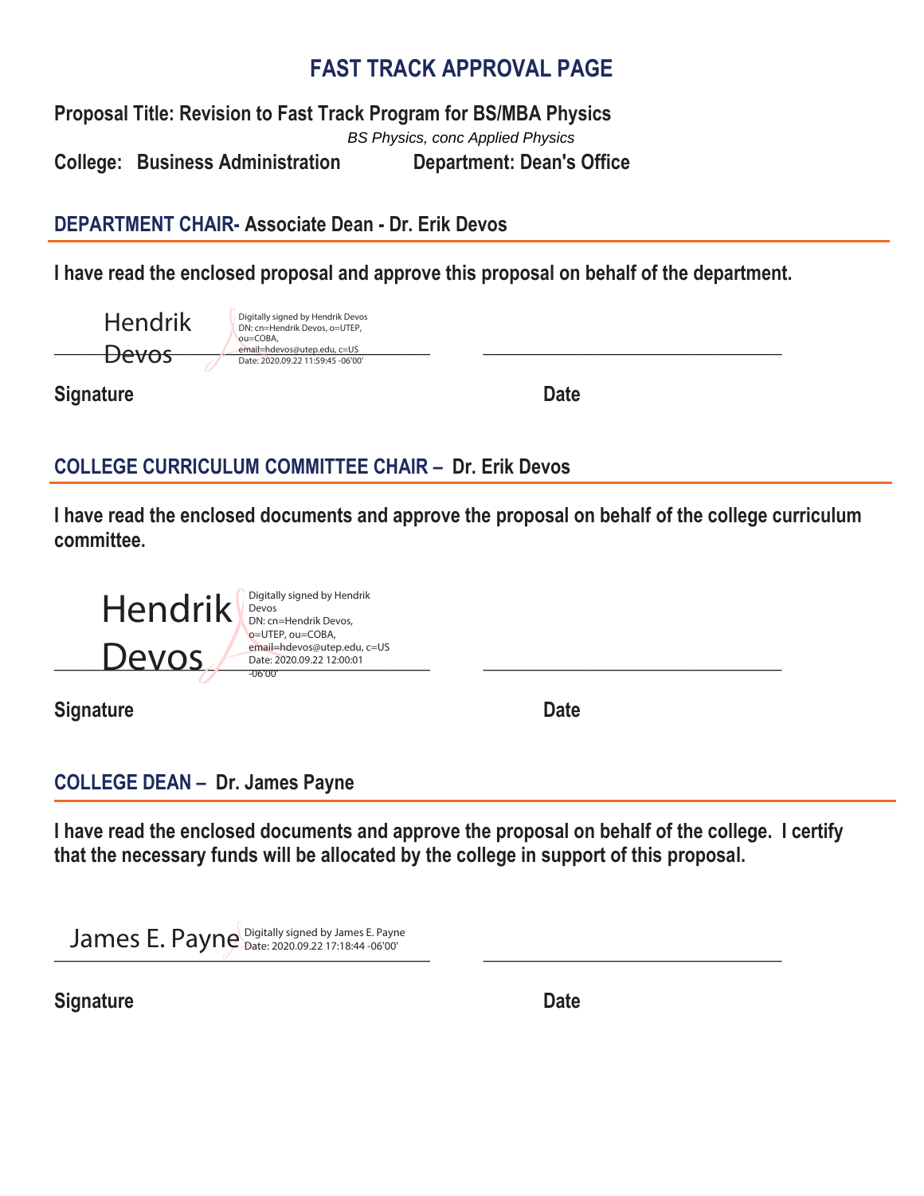# FAST TRACK APPROVAL PAGE

**Proposal Title: Revision to Fast Track Program for BS/MBA Physics**

*BS Physics, conc Applied Physics*

**College: Business Administration** **Department: Dean's Office**

## DEPARTMENT CHAIR- Associate Dean - Dr. Erik Devos

**I have read the enclosed proposal and approve this proposal on behalf of the department.**

Hendrik Devos

Digitally signed by Hendrik Devos
DN: cn=Hendrik Devos, o=UTEP, ou=COBA, email=hdevos@utep.edu, c=US
Date: 2020.09.22 11:59:45 -06'00'

**Signature** **Date**

## COLLEGE CURRICULUM COMMITTEE CHAIR – Dr. Erik Devos

**I have read the enclosed documents and approve the proposal on behalf of the college curriculum committee.**

Hendrik Devos

Digitally signed by Hendrik Devos
DN: cn=Hendrik Devos, o=UTEP, ou=COBA, email=hdevos@utep.edu, c=US
Date: 2020.09.22 12:00:01 -06'00'

**Signature** **Date**

## COLLEGE DEAN – Dr. James Payne

**I have read the enclosed documents and approve the proposal on behalf of the college. I certify that the necessary funds will be allocated by the college in support of this proposal.**

James E. Payne

Digitally signed by James E. Payne
Date: 2020.09.22 17:18:44 -06'00'

**Signature** **Date**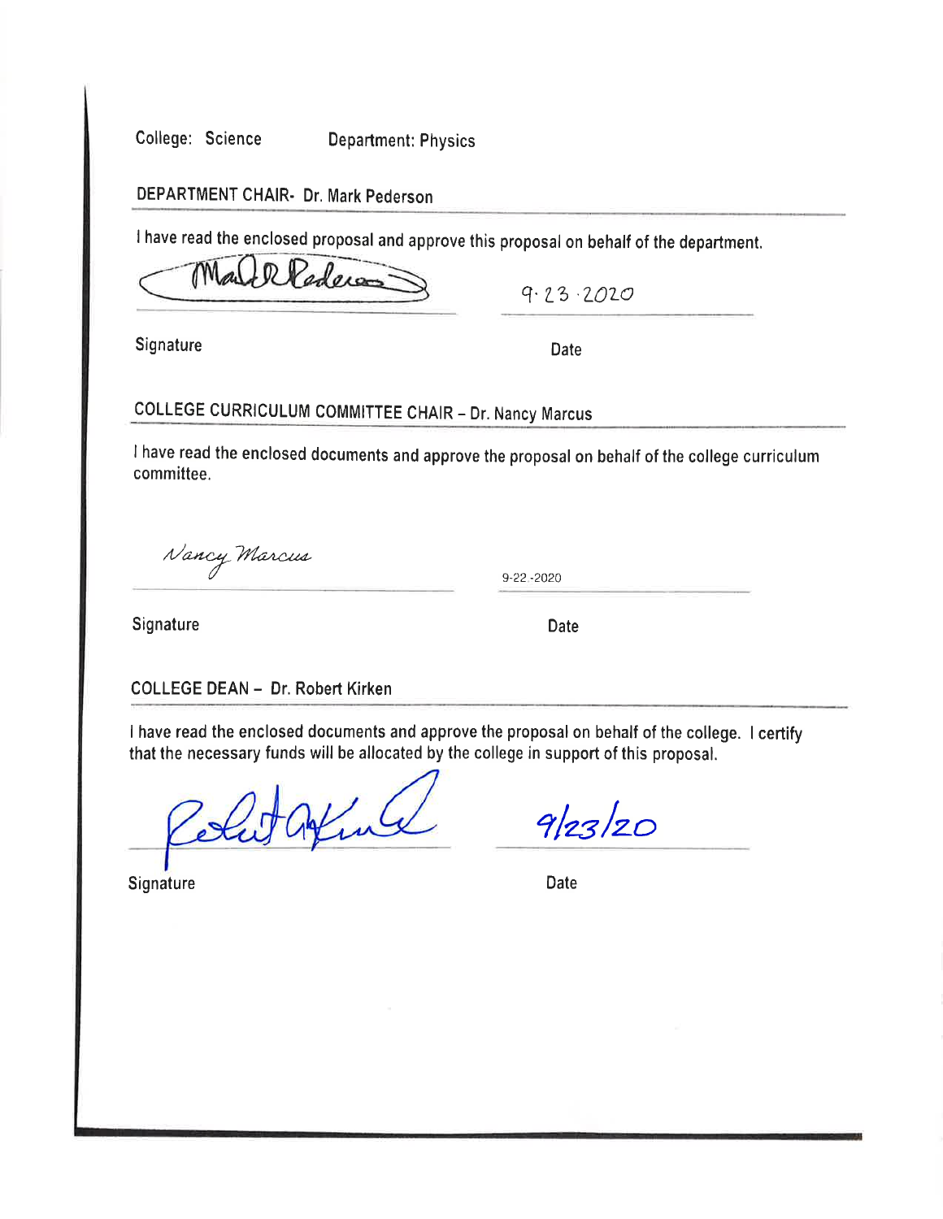College: Science Department: Physics

**DEPARTMENT CHAIR- Dr. Mark Pederson**

I have read the enclosed proposal and approve this proposal on behalf of the department.

Mark R Pederson 9·23·2020

Signature Date

**COLLEGE CURRICULUM COMMITTEE CHAIR – Dr. Nancy Marcus**

I have read the enclosed documents and approve the proposal on behalf of the college curriculum committee.

Nancy Marcus 9-22-2020

Signature Date

**COLLEGE DEAN – Dr. Robert Kirken**

I have read the enclosed documents and approve the proposal on behalf of the college. I certify that the necessary funds will be allocated by the college in support of this proposal.

Robert A Kirken 9/23/20

Signature Date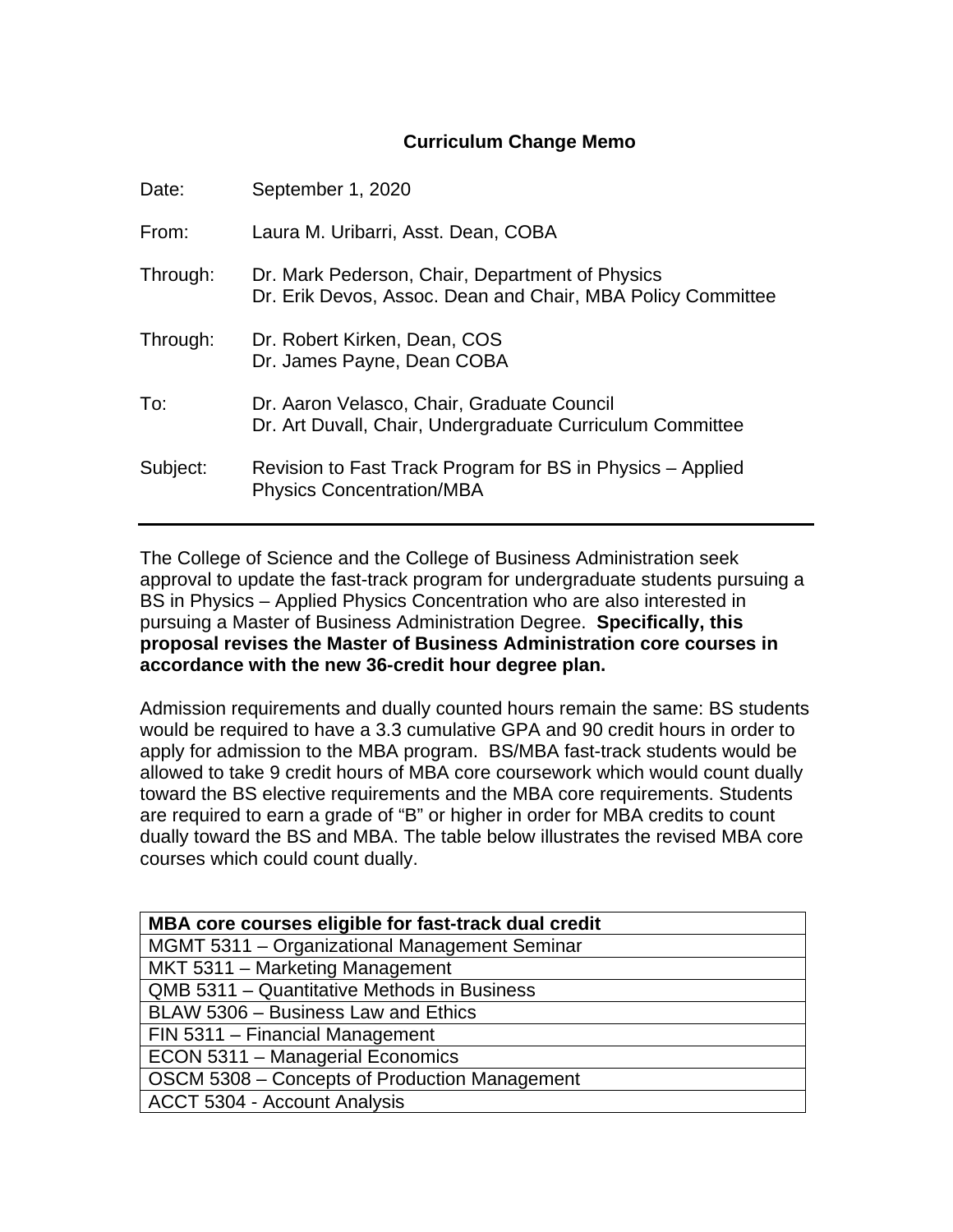## Curriculum Change Memo

Date: September 1, 2020

From: Laura M. Uribarri, Asst. Dean, COBA

Through: Dr. Mark Pederson, Chair, Department of Physics
Dr. Erik Devos, Assoc. Dean and Chair, MBA Policy Committee

Through: Dr. Robert Kirken, Dean, COS
Dr. James Payne, Dean COBA

To: Dr. Aaron Velasco, Chair, Graduate Council
Dr. Art Duvall, Chair, Undergraduate Curriculum Committee

Subject: Revision to Fast Track Program for BS in Physics – Applied Physics Concentration/MBA

---

The College of Science and the College of Business Administration seek approval to update the fast-track program for undergraduate students pursuing a BS in Physics – Applied Physics Concentration who are also interested in pursuing a Master of Business Administration Degree. **Specifically, this proposal revises the Master of Business Administration core courses in accordance with the new 36-credit hour degree plan.**

Admission requirements and dually counted hours remain the same: BS students would be required to have a 3.3 cumulative GPA and 90 credit hours in order to apply for admission to the MBA program. BS/MBA fast-track students would be allowed to take 9 credit hours of MBA core coursework which would count dually toward the BS elective requirements and the MBA core requirements. Students are required to earn a grade of "B" or higher in order for MBA credits to count dually toward the BS and MBA. The table below illustrates the revised MBA core courses which could count dually.

| MBA core courses eligible for fast-track dual credit |
|---|
| MGMT 5311 – Organizational Management Seminar |
| MKT 5311 – Marketing Management |
| QMB 5311 – Quantitative Methods in Business |
| BLAW 5306 – Business Law and Ethics |
| FIN 5311 – Financial Management |
| ECON 5311 – Managerial Economics |
| OSCM 5308 – Concepts of Production Management |
| ACCT 5304 - Account Analysis |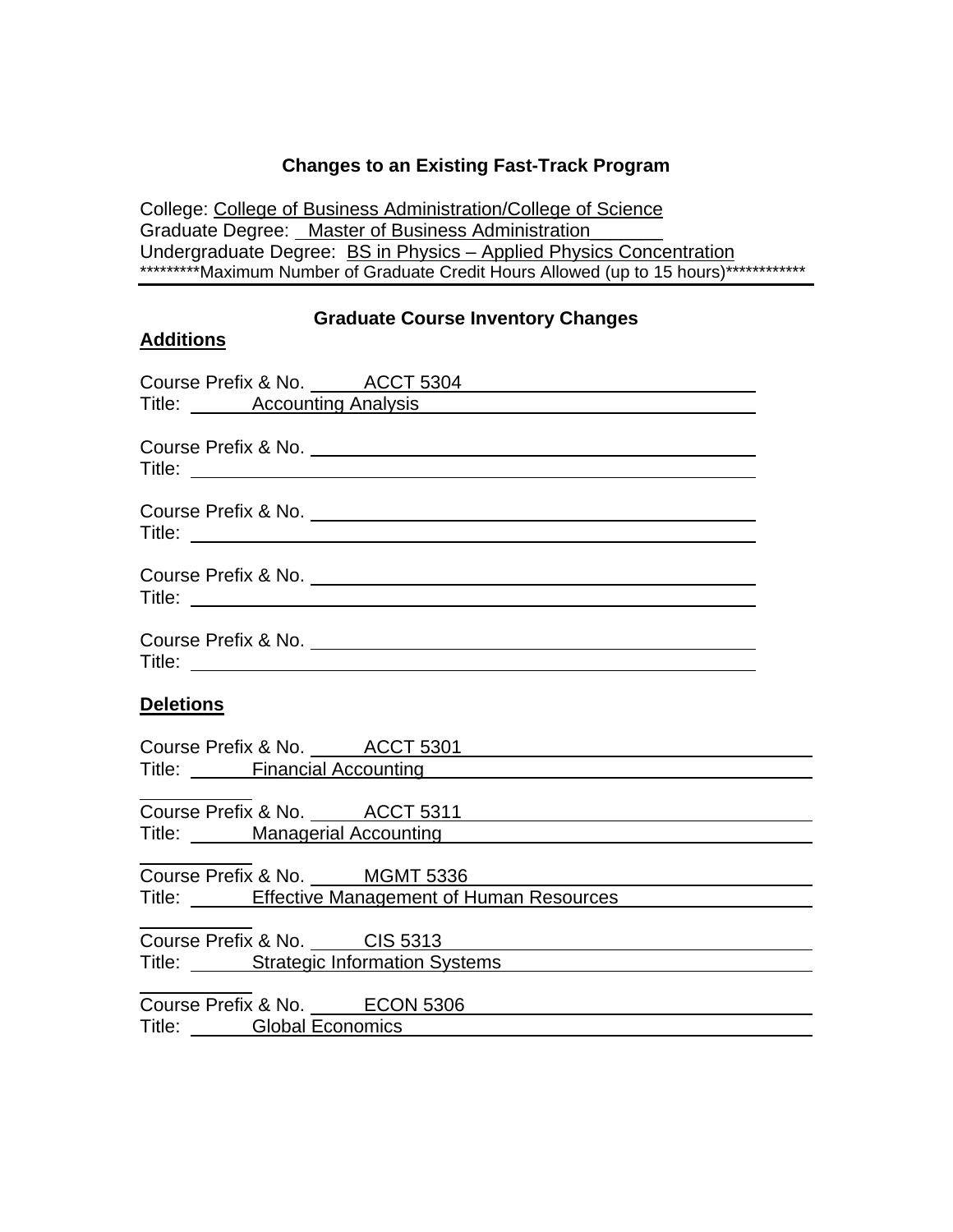## Changes to an Existing Fast-Track Program

College: College of Business Administration/College of Science
Graduate Degree: Master of Business Administration
Undergraduate Degree: BS in Physics – Applied Physics Concentration
*********Maximum Number of Graduate Credit Hours Allowed (up to 15 hours)************

---

### Graduate Course Inventory Changes

**Additions**

Course Prefix & No. ACCT 5304
Title: Accounting Analysis

Course Prefix & No.
Title:

Course Prefix & No.
Title:

Course Prefix & No.
Title:

Course Prefix & No.
Title:

**Deletions**

Course Prefix & No. ACCT 5301
Title: Financial Accounting

Course Prefix & No. ACCT 5311
Title: Managerial Accounting

Course Prefix & No. MGMT 5336
Title: Effective Management of Human Resources

Course Prefix & No. CIS 5313
Title: Strategic Information Systems

Course Prefix & No. ECON 5306
Title: Global Economics